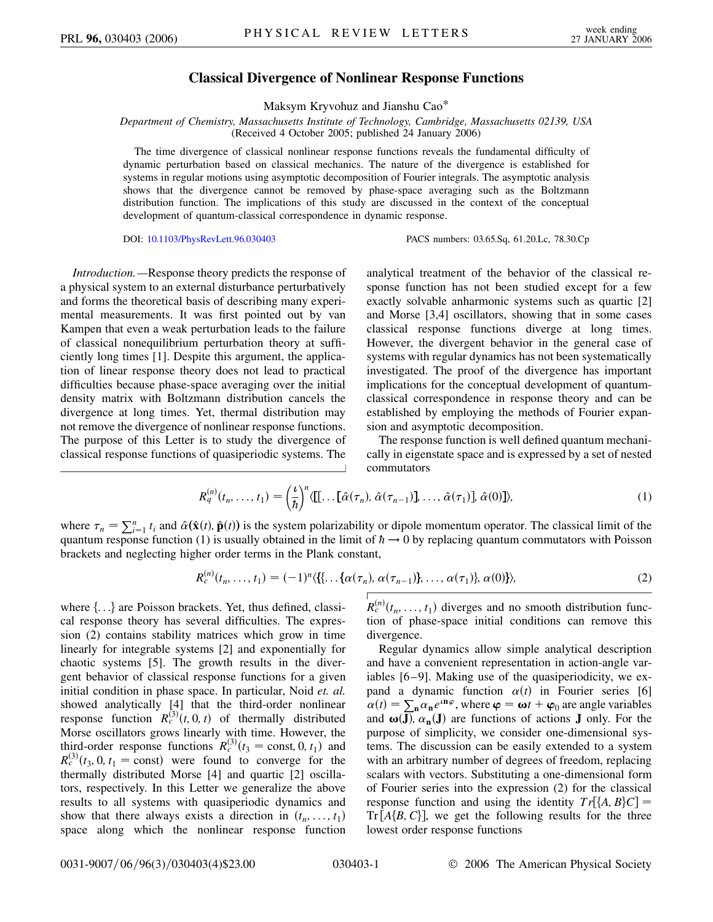# Classical Divergence of Nonlinear Response Functions

Maksym Kryvohuz and Jianshu Cao*

*Department of Chemistry, Massachusetts Institute of Technology, Cambridge, Massachusetts 02139, USA*
(Received 4 October 2005; published 24 January 2006)

The time divergence of classical nonlinear response functions reveals the fundamental difficulty of dynamic perturbation based on classical mechanics. The nature of the divergence is established for systems in regular motions using asymptotic decomposition of Fourier integrals. The asymptotic analysis shows that the divergence cannot be removed by phase-space averaging such as the Boltzmann distribution function. The implications of this study are discussed in the context of the conceptual development of quantum-classical correspondence in dynamic response.

DOI: 10.1103/PhysRevLett.96.030403 PACS numbers: 03.65.Sq, 61.20.Lc, 78.30.Cp

*Introduction.*—Response theory predicts the response of a physical system to an external disturbance perturbatively and forms the theoretical basis of describing many experimental measurements. It was first pointed out by van Kampen that even a weak perturbation leads to the failure of classical nonequilibrium perturbation theory at sufficiently long times [1]. Despite this argument, the application of linear response theory does not lead to practical difficulties because phase-space averaging over the initial density matrix with Boltzmann distribution cancels the divergence at long times. Yet, thermal distribution may not remove the divergence of nonlinear response functions. The purpose of this Letter is to study the divergence of classical response functions of quasiperiodic systems. The analytical treatment of the behavior of the classical response function has not been studied except for a few exactly solvable anharmonic systems such as quartic [2] and Morse [3,4] oscillators, showing that in some cases classical response functions diverge at long times. However, the divergent behavior in the general case of systems with regular dynamics has not been systematically investigated. The proof of the divergence has important implications for the conceptual development of quantum-classical correspondence in response theory and can be established by employing the methods of Fourier expansion and asymptotic decomposition.

The response function is well defined quantum mechanically in eigenstate space and is expressed by a set of nested commutators

$$R_q^{(n)}(t_n, \ldots, t_1) = \left(\frac{\iota}{\hbar}\right)^n \langle[[\ldots[\hat{\alpha}(\tau_n), \hat{\alpha}(\tau_{n-1})], \ldots, \hat{\alpha}(\tau_1)], \hat{\alpha}(0)]\rangle, \tag{1}$$

where $\tau_n = \sum_{i=1}^{n} t_i$ and $\hat{\alpha}(\hat{\mathbf{x}}(t), \hat{\mathbf{p}}(t))$ is the system polarizability or dipole momentum operator. The classical limit of the quantum response function (1) is usually obtained in the limit of $\hbar \to 0$ by replacing quantum commutators with Poisson brackets and neglecting higher order terms in the Plank constant,

$$R_c^{(n)}(t_n, \ldots, t_1) = (-1)^n \langle\{\{\ldots\{\alpha(\tau_n), \alpha(\tau_{n-1})\}, \ldots, \alpha(\tau_1)\}, \alpha(0)\}\rangle, \tag{2}$$

where $\{\ldots\}$ are Poisson brackets. Yet, thus defined, classical response theory has several difficulties. The expression (2) contains stability matrices which grow in time linearly for integrable systems [2] and exponentially for chaotic systems [5]. The growth results in the divergent behavior of classical response functions for a given initial condition in phase space. In particular, Noid *et. al.* showed analytically [4] that the third-order nonlinear response function $R_c^{(3)}(t, 0, t)$ of thermally distributed Morse oscillators grows linearly with time. However, the third-order response functions $R_c^{(3)}(t_3 = \text{const}, 0, t_1)$ and $R_c^{(3)}(t_3, 0, t_1 = \text{const})$ were found to converge for the thermally distributed Morse [4] and quartic [2] oscillators, respectively. In this Letter we generalize the above results to all systems with quasiperiodic dynamics and show that there always exists a direction in $(t_n, \ldots, t_1)$ space along which the nonlinear response function $R_c^{(n)}(t_n, \ldots, t_1)$ diverges and no smooth distribution function of phase-space initial conditions can remove this divergence.

Regular dynamics allow simple analytical description and have a convenient representation in action-angle variables [6–9]. Making use of the quasiperiodicity, we expand a dynamic function $\alpha(t)$ in Fourier series [6] $\alpha(t) = \sum_{\mathbf{n}} \alpha_{\mathbf{n}} e^{\iota \mathbf{n}\boldsymbol{\varphi}}$, where $\boldsymbol{\varphi} = \boldsymbol{\omega} t + \boldsymbol{\varphi}_0$ are angle variables and $\boldsymbol{\omega}(\mathbf{J}), \alpha_{\mathbf{n}}(\mathbf{J})$ are functions of actions $\mathbf{J}$ only. For the purpose of simplicity, we consider one-dimensional systems. The discussion can be easily extended to a system with an arbitrary number of degrees of freedom, replacing scalars with vectors. Substituting a one-dimensional form of Fourier series into the expression (2) for the classical response function and using the identity $Tr[\{A, B\}C] = \text{Tr}[A\{B, C\}]$, we get the following results for the three lowest order response functions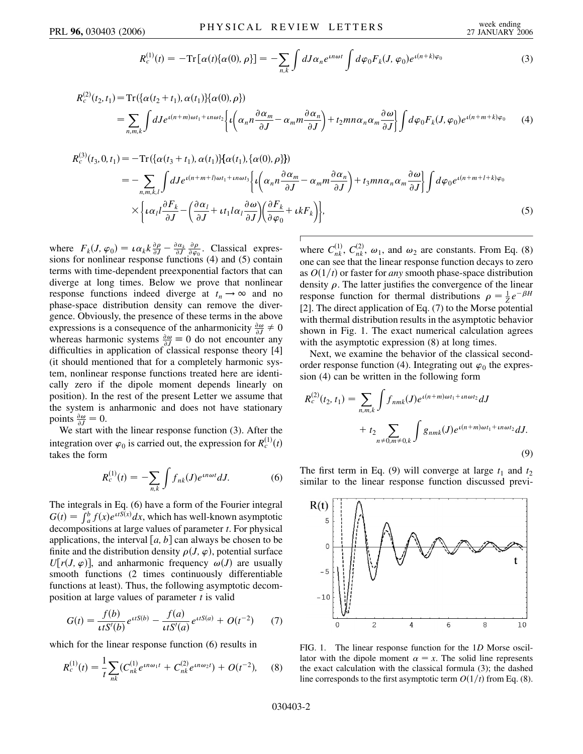$$R_c^{(1)}(t) = -\mathrm{Tr}[\alpha(t)\{\alpha(0),\rho\}] = -\sum_{n,k}\int dJ \alpha_n e^{\iota n\omega t}\int d\varphi_0 F_k(J,\varphi_0)e^{\iota(n+k)\varphi_0} \tag{3}$$

$$R_c^{(2)}(t_2,t_1) = \mathrm{Tr}(\{\alpha(t_2+t_1),\alpha(t_1)\}\{\alpha(0),\rho\}) = \sum_{n,m,k}\int dJ e^{\iota(n+m)\omega t_1+\iota n\omega t_2}\left\{\iota\left(\alpha_n n\frac{\partial\alpha_m}{\partial J} - \alpha_m m\frac{\partial \alpha_n}{\partial J}\right) + t_2 mn\alpha_n\alpha_m\frac{\partial\omega}{\partial J}\right\}\int d\varphi_0 F_k(J,\varphi_0)e^{\iota(n+m+k)\varphi_0} \tag{4}$$

$$R_c^{(3)}(t_3,0,t_1) = -\mathrm{Tr}(\{\alpha(t_3+t_1),\alpha(t_1)\}\{\alpha(t_1),\{\alpha(0),\rho\}\}) = -\sum_{n,m,k,l}\int dJ e^{\iota(n+m+l)\omega t_1+\iota n\omega t_3}\left\{\iota\left(\alpha_n n\frac{\partial\alpha_m}{\partial J} - \alpha_m m\frac{\partial \alpha_n}{\partial J}\right) + t_3 mn\alpha_n\alpha_m\frac{\partial\omega}{\partial J}\right\}\int d\varphi_0 e^{\iota(n+m+l+k)\varphi_0} \times\left\{\iota\alpha_l l\frac{\partial F_k}{\partial J} - \left(\frac{\partial \alpha_l}{\partial J} + \iota t_1 l\alpha_l\frac{\partial\omega}{\partial J}\right)\left(\frac{\partial F_k}{\partial\varphi_0} + \iota k F_k\right)\right\}, \tag{5}$$

where $F_k(J,\varphi_0) = \iota\alpha_k k\frac{\partial\rho}{\partial J} - \frac{\partial\alpha_k}{\partial J}\frac{\partial\rho}{\partial\varphi_0}$. Classical expressions for nonlinear response functions (4) and (5) contain terms with time-dependent preexponential factors that can diverge at long times. Below we prove that nonlinear response functions indeed diverge at $t_n \to \infty$ and no phase-space distribution density can remove the divergence. Obviously, the presence of these terms in the above expressions is a consequence of the anharmonicity $\frac{\partial\omega}{\partial J} \neq 0$ whereas harmonic systems $\frac{\partial\omega}{\partial J} \equiv 0$ do not encounter any difficulties in application of classical response theory [4] (it should mentioned that for a completely harmonic system, nonlinear response functions treated here are identically zero if the dipole moment depends linearly on position). In the rest of the present Letter we assume that the system is anharmonic and does not have stationary points $\frac{\partial\omega}{\partial J} = 0$.

We start with the linear response function (3). After the integration over $\varphi_0$ is carried out, the expression for $R_c^{(1)}(t)$ takes the form

$$R_c^{(1)}(t) = -\sum_{n,k}\int f_{nk}(J)e^{\iota n\omega t}dJ. \tag{6}$$

The integrals in Eq. (6) have a form of the Fourier integral $G(t) = \int_a^b f(x)e^{\iota t S(x)}dx$, which has well-known asymptotic decompositions at large values of parameter $t$. For physical applications, the interval $[a,b]$ can always be chosen to be finite and the distribution density $\rho(J,\varphi)$, potential surface $U[r(J,\varphi)]$, and anharmonic frequency $\omega(J)$ are usually smooth functions (2 times continuously differentiable functions at least). Thus, the following asymptotic decomposition at large values of parameter $t$ is valid

$$G(t) = \frac{f(b)}{\iota t S'(b)}e^{\iota t S(b)} - \frac{f(a)}{\iota t S'(a)}e^{\iota t S(a)} + O(t^{-2}) \tag{7}$$

which for the linear response function (6) results in

$$R_c^{(1)}(t) = \frac{1}{t}\sum_{nk}(C_{nk}^{(1)}e^{\iota n\omega_1 t} + C_{nk}^{(2)}e^{\iota n\omega_2 t}) + O(t^{-2}), \tag{8}$$

where $C_{nk}^{(1)}$, $C_{nk}^{(2)}$, $\omega_1$, and $\omega_2$ are constants. From Eq. (8) one can see that the linear response function decays to zero as $O(1/t)$ or faster for *any* smooth phase-space distribution density $\rho$. The latter justifies the convergence of the linear response function for thermal distributions $\rho = \frac{1}{Z}e^{-\beta H}$ [2]. The direct application of Eq. (7) to the Morse potential with thermal distribution results in the asymptotic behavior shown in Fig. 1. The exact numerical calculation agrees with the asymptotic expression (8) at long times.

Next, we examine the behavior of the classical second-order response function (4). Integrating out $\varphi_0$ the expression (4) can be written in the following form

$$R_c^{(2)}(t_2,t_1) = \sum_{n,m,k}\int f_{nmk}(J)e^{\iota(n+m)\omega t_1+\iota n\omega t_2}dJ + t_2\sum_{n\neq 0,m\neq 0,k}\int g_{nmk}(J)e^{\iota(n+m)\omega t_1+\iota n\omega t_2}dJ. \tag{9}$$

The first term in Eq. (9) will converge at large $t_1$ and $t_2$ similar to the linear response function discussed previ-

FIG. 1. The linear response function for the 1$D$ Morse oscillator with the dipole moment $\alpha = x$. The solid line represents the exact calculation with the classical formula (3); the dashed line corresponds to the first asymptotic term $O(1/t)$ from Eq. (8).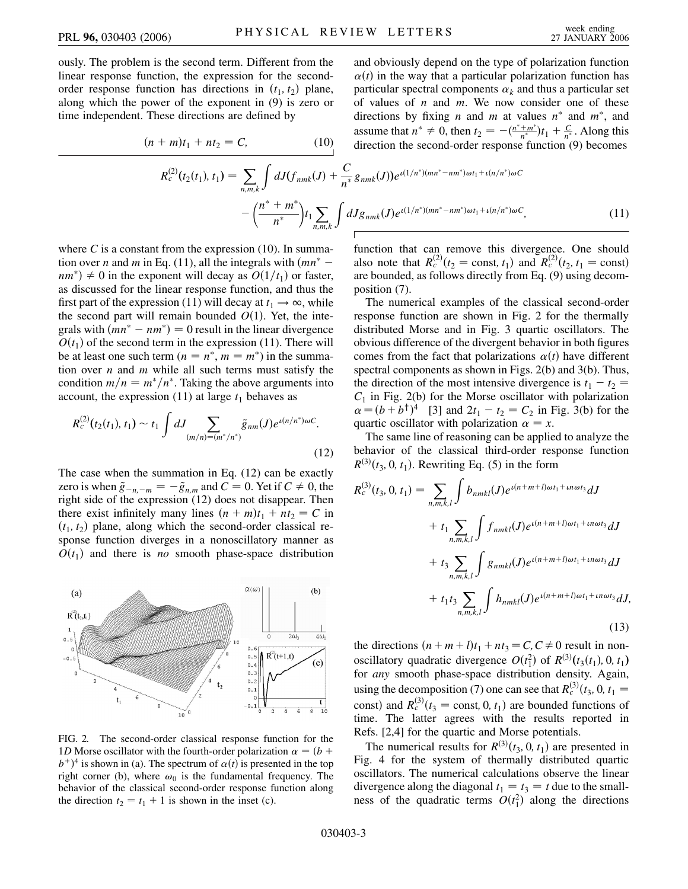ously. The problem is the second term. Different from the linear response function, the expression for the second-order response function has directions in $(t_1, t_2)$ plane, along which the power of the exponent in (9) is zero or time independent. These directions are defined by

$$(n+m)t_1 + nt_2 = C, \tag{10}$$

and obviously depend on the type of polarization function $\alpha(t)$ in the way that a particular polarization function has particular spectral components $\alpha_k$ and thus a particular set of values of $n$ and $m$. We now consider one of these directions by fixing $n$ and $m$ at values $n^*$ and $m^*$, and assume that $n^* \neq 0$, then $t_2 = -(\frac{n^*+m^*}{n^*})t_1 + \frac{C}{n^*}$. Along this direction the second-order response function (9) becomes

$$R_c^{(2)}(t_2(t_1), t_1) = \sum_{n,m,k} \int dJ \Big(f_{nmk}(J) + \frac{C}{n^*} g_{nmk}(J)\Big) e^{\iota(1/n^*)(mn^* - nm^*)\omega t_1 + \iota(n/n^*)\omega C} - \Big(\frac{n^*+m^*}{n^*}\Big) t_1 \sum_{n,m,k} \int dJ g_{nmk}(J) e^{\iota(1/n^*)(mn^* - nm^*)\omega t_1 + \iota(n/n^*)\omega C}, \tag{11}$$

where $C$ is a constant from the expression (10). In summation over $n$ and $m$ in Eq. (11), all the integrals with $(mn^* - nm^*) \neq 0$ in the exponent will decay as $O(1/t_1)$ or faster, as discussed for the linear response function, and thus the first part of the expression (11) will decay at $t_1 \to \infty$, while the second part will remain bounded $O(1)$. Yet, the integrals with $(mn^* - nm^*) = 0$ result in the linear divergence $O(t_1)$ of the second term in the expression (11). There will be at least one such term ($n = n^*$, $m = m^*$) in the summation over $n$ and $m$ while all such terms must satisfy the condition $m/n = m^*/n^*$. Taking the above arguments into account, the expression (11) at large $t_1$ behaves as

$$R_c^{(2)}(t_2(t_1), t_1) \sim t_1 \int dJ \sum_{(m/n)=(m^*/n^*)} \tilde{g}_{nm}(J) e^{\iota(n/n^*)\omega C}. \tag{12}$$

The case when the summation in Eq. (12) can be exactly zero is when $\tilde{g}_{-n,-m} = -\tilde{g}_{n,m}$ and $C = 0$. Yet if $C \neq 0$, the right side of the expression (12) does not disappear. Then there exist infinitely many lines $(n+m)t_1 + nt_2 = C$ in $(t_1, t_2)$ plane, along which the second-order classical response function diverges in a nonoscillatory manner as $O(t_1)$ and there is *no* smooth phase-space distribution function that can remove this divergence. One should also note that $R_c^{(2)}(t_2 = \text{const}, t_1)$ and $R_c^{(2)}(t_2, t_1 = \text{const})$ are bounded, as follows directly from Eq. (9) using decomposition (7).

FIG. 2. The second-order classical response function for the 1D Morse oscillator with the fourth-order polarization $\alpha = (b + b^+)^4$ is shown in (a). The spectrum of $\alpha(t)$ is presented in the top right corner (b), where $\omega_0$ is the fundamental frequency. The behavior of the classical second-order response function along the direction $t_2 = t_1 + 1$ is shown in the inset (c).

The numerical examples of the classical second-order response function are shown in Fig. 2 for the thermally distributed Morse and in Fig. 3 quartic oscillators. The obvious difference of the divergent behavior in both figures comes from the fact that polarizations $\alpha(t)$ have different spectral components as shown in Figs. 2(b) and 3(b). Thus, the direction of the most intensive divergence is $t_1 - t_2 = C_1$ in Fig. 2(b) for the Morse oscillator with polarization $\alpha = (b + b^\dagger)^4$ [3] and $2t_1 - t_2 = C_2$ in Fig. 3(b) for the quartic oscillator with polarization $\alpha = x$.

The same line of reasoning can be applied to analyze the behavior of the classical third-order response function $R^{(3)}(t_3, 0, t_1)$. Rewriting Eq. (5) in the form

$$\begin{aligned} R_c^{(3)}(t_3, 0, t_1) = &\sum_{n,m,k,l} \int b_{nmkl}(J) e^{\iota(n+m+l)\omega t_1 + \iota n\omega t_3} dJ \\ &+ t_1 \sum_{n,m,k,l} \int f_{nmkl}(J) e^{\iota(n+m+l)\omega t_1 + \iota n\omega t_3} dJ \\ &+ t_3 \sum_{n,m,k,l} \int g_{nmkl}(J) e^{\iota(n+m+l)\omega t_1 + \iota n\omega t_3} dJ \\ &+ t_1 t_3 \sum_{n,m,k,l} \int h_{nmkl}(J) e^{\iota(n+m+l)\omega t_1 + \iota n\omega t_3} dJ, \end{aligned} \tag{13}$$

the directions $(n+m+l)t_1 + nt_3 = C, C \neq 0$ result in non-oscillatory quadratic divergence $O(t_1^2)$ of $R^{(3)}(t_3(t_1), 0, t_1)$ for *any* smooth phase-space distribution density. Again, using the decomposition (7) one can see that $R_c^{(3)}(t_3, 0, t_1 = \text{const})$ and $R_c^{(3)}(t_3 = \text{const}, 0, t_1)$ are bounded functions of time. The latter agrees with the results reported in Refs. [2,4] for the quartic and Morse potentials.

The numerical results for $R^{(3)}(t_3, 0, t_1)$ are presented in Fig. 4 for the system of thermally distributed quartic oscillators. The numerical calculations observe the linear divergence along the diagonal $t_1 = t_3 = t$ due to the smallness of the quadratic terms $O(t_1^2)$ along the directions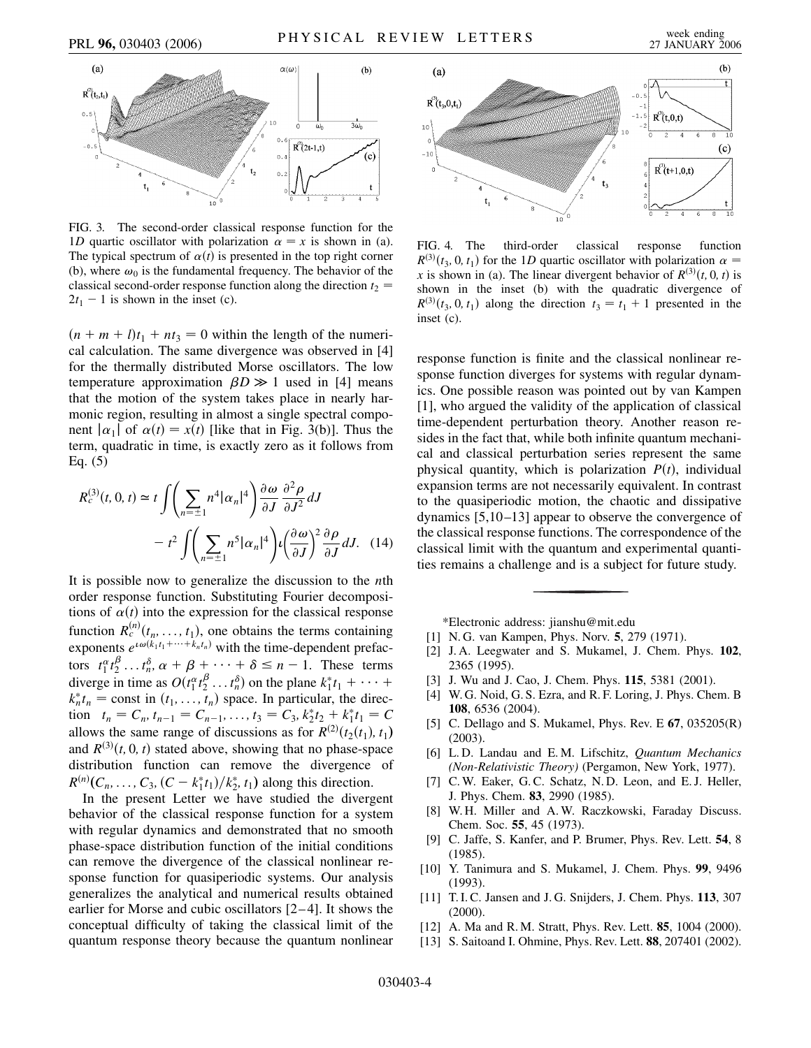(a)

$R^{(2)}(t_2,t_1)$

0.5

0

-0.5

$t_1$

$t_2$

(b)

$\alpha(\omega)$

0 $\omega_0$ $3\omega_0$

(c)

$R^{(2)}(2t\text{-}1,t)$

0.6
0.4
0.2
0

t

0 1 2 3 4 5

FIG. 3. The second-order classical response function for the 1$D$ quartic oscillator with polarization $\alpha = x$ is shown in (a). The typical spectrum of $\alpha(t)$ is presented in the top right corner (b), where $\omega_0$ is the fundamental frequency. The behavior of the classical second-order response function along the direction $t_2 = 2t_1 - 1$ is shown in the inset (c).

(a)

$R^{(3)}(t_3,0,t_1)$

10
0
-10

$t_1$

$t_3$

(b)

$R^{(3)}(t,0,t)$

0
-0.5
-1
-1.5
-2

t

0 2 4 6 8 10

(c)

$R^{(3)}(t+1,0,t)$

8
6
4
2
0

t

0 2 4 6 8 10

FIG. 4. The third-order classical response function $R^{(3)}(t_3, 0, t_1)$ for the 1$D$ quartic oscillator with polarization $\alpha = x$ is shown in (a). The linear divergent behavior of $R^{(3)}(t, 0, t)$ is shown in the inset (b) with the quadratic divergence of $R^{(3)}(t_3, 0, t_1)$ along the direction $t_3 = t_1 + 1$ presented in the inset (c).

$(n + m + l)t_1 + nt_3 = 0$ within the length of the numerical calculation. The same divergence was observed in [4] for the thermally distributed Morse oscillators. The low temperature approximation $\beta D \gg 1$ used in [4] means that the motion of the system takes place in nearly harmonic region, resulting in almost a single spectral component $|\alpha_1|$ of $\alpha(t) = x(t)$ [like that in Fig. 3(b)]. Thus the term, quadratic in time, is exactly zero as it follows from Eq. (5)

$$R_c^{(3)}(t, 0, t) \simeq t \int \left( \sum_{n=\pm 1} n^4 |\alpha_n|^4 \right) \frac{\partial \omega}{\partial J} \frac{\partial^2 \rho}{\partial J^2} dJ - t^2 \int \left( \sum_{n=\pm 1} n^5 |\alpha_n|^4 \right) \iota \left( \frac{\partial \omega}{\partial J} \right)^2 \frac{\partial \rho}{\partial J} dJ. \quad (14)$$

It is possible now to generalize the discussion to the $n$th order response function. Substituting Fourier decompositions of $\alpha(t)$ into the expression for the classical response function $R_c^{(n)}(t_n, \ldots, t_1)$, one obtains the terms containing exponents $e^{\iota\omega(k_1 t_1 + \cdots + k_n t_n)}$ with the time-dependent prefactors $t_1^\alpha t_2^\beta \ldots t_n^\delta$, $\alpha + \beta + \cdots + \delta \leq n - 1$. These terms diverge in time as $O(t_1^\alpha t_2^\beta \ldots t_n^\delta)$ on the plane $k_1^* t_1 + \cdots + k_n^* t_n = \text{const}$ in $(t_1, \ldots, t_n)$ space. In particular, the direction $t_n = C_n, t_{n-1} = C_{n-1}, \ldots, t_3 = C_3, k_2^* t_2 + k_1^* t_1 = C$ allows the same range of discussions as for $R^{(2)}(t_2(t_1), t_1)$ and $R^{(3)}(t, 0, t)$ stated above, showing that no phase-space distribution function can remove the divergence of $R^{(n)}(C_n, \ldots, C_3, (C - k_1^* t_1)/k_2^*, t_1)$ along this direction.

In the present Letter we have studied the divergent behavior of the classical response function for a system with regular dynamics and demonstrated that no smooth phase-space distribution function of the initial conditions can remove the divergence of the classical nonlinear response function for quasiperiodic systems. Our analysis generalizes the analytical and numerical results obtained earlier for Morse and cubic oscillators [2–4]. It shows the conceptual difficulty of taking the classical limit of the quantum response theory because the quantum nonlinear response function is finite and the classical nonlinear response function diverges for systems with regular dynamics. One possible reason was pointed out by van Kampen [1], who argued the validity of the application of classical time-dependent perturbation theory. Another reason resides in the fact that, while both infinite quantum mechanical and classical perturbation series represent the same physical quantity, which is polarization $P(t)$, individual expansion terms are not necessarily equivalent. In contrast to the quasiperiodic motion, the chaotic and dissipative dynamics [5,10–13] appear to observe the convergence of the classical response functions. The correspondence of the classical limit with the quantum and experimental quantities remains a challenge and is a subject for future study.

---

*Electronic address: jianshu@mit.edu

[1] N. G. van Kampen, Phys. Norv. **5**, 279 (1971).
[2] J. A. Leegwater and S. Mukamel, J. Chem. Phys. **102**, 2365 (1995).
[3] J. Wu and J. Cao, J. Chem. Phys. **115**, 5381 (2001).
[4] W. G. Noid, G. S. Ezra, and R. F. Loring, J. Phys. Chem. B **108**, 6536 (2004).
[5] C. Dellago and S. Mukamel, Phys. Rev. E **67**, 035205(R) (2003).
[6] L. D. Landau and E. M. Lifschitz, *Quantum Mechanics (Non-Relativistic Theory)* (Pergamon, New York, 1977).
[7] C. W. Eaker, G. C. Schatz, N. D. Leon, and E. J. Heller, J. Phys. Chem. **83**, 2990 (1985).
[8] W. H. Miller and A. W. Raczkowski, Faraday Discuss. Chem. Soc. **55**, 45 (1973).
[9] C. Jaffe, S. Kanfer, and P. Brumer, Phys. Rev. Lett. **54**, 8 (1985).
[10] Y. Tanimura and S. Mukamel, J. Chem. Phys. **99**, 9496 (1993).
[11] T. I. C. Jansen and J. G. Snijders, J. Chem. Phys. **113**, 307 (2000).
[12] A. Ma and R. M. Stratt, Phys. Rev. Lett. **85**, 1004 (2000).
[13] S. Saitoand I. Ohmine, Phys. Rev. Lett. **88**, 207401 (2002).